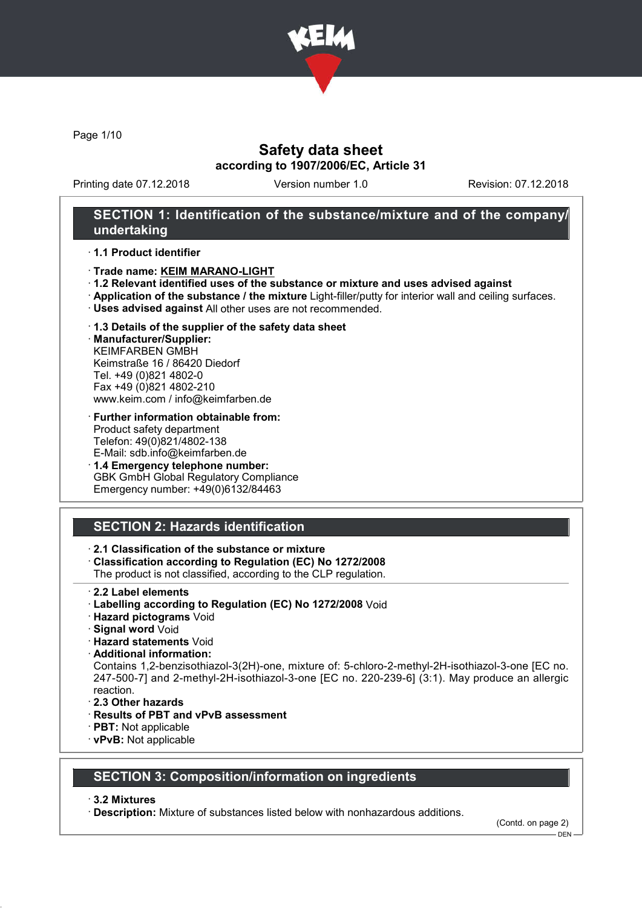# Safety data sheet

**according to 1907/2006/EC, Article 31**

Printing date 07.12.2018 | Version number 1.0 | Revision: 07.12.2018

## SECTION 1: Identification of the substance/mixture and of the company/undertaking

- **1.1 Product identifier**
- **Trade name: KEIM MARANO-LIGHT**
- **1.2 Relevant identified uses of the substance or mixture and uses advised against**
- **Application of the substance / the mixture** Light-filler/putty for interior wall and ceiling surfaces.
- **Uses advised against** All other uses are not recommended.
- **1.3 Details of the supplier of the safety data sheet**
- **Manufacturer/Supplier:**
  KEIMFARBEN GMBH
  Keimstraße 16 / 86420 Diedorf
  Tel. +49 (0)821 4802-0
  Fax +49 (0)821 4802-210
  www.keim.com / info@keimfarben.de
- **Further information obtainable from:**
  Product safety department
  Telefon: 49(0)821/4802-138
  E-Mail: sdb.info@keimfarben.de
- **1.4 Emergency telephone number:**
  GBK GmbH Global Regulatory Compliance
  Emergency number: +49(0)6132/84463

## SECTION 2: Hazards identification

- **2.1 Classification of the substance or mixture**
- **Classification according to Regulation (EC) No 1272/2008**
  The product is not classified, according to the CLP regulation.
- **2.2 Label elements**
- **Labelling according to Regulation (EC) No 1272/2008** Void
- **Hazard pictograms** Void
- **Signal word** Void
- **Hazard statements** Void
- **Additional information:**
  Contains 1,2-benzisothiazol-3(2H)-one, mixture of: 5-chloro-2-methyl-2H-isothiazol-3-one [EC no. 247-500-7] and 2-methyl-2H-isothiazol-3-one [EC no. 220-239-6] (3:1). May produce an allergic reaction.
- **2.3 Other hazards**
- **Results of PBT and vPvB assessment**
- **PBT:** Not applicable
- **vPvB:** Not applicable

## SECTION 3: Composition/information on ingredients

- **3.2 Mixtures**
- **Description:** Mixture of substances listed below with nonhazardous additions.

(Contd. on page 2)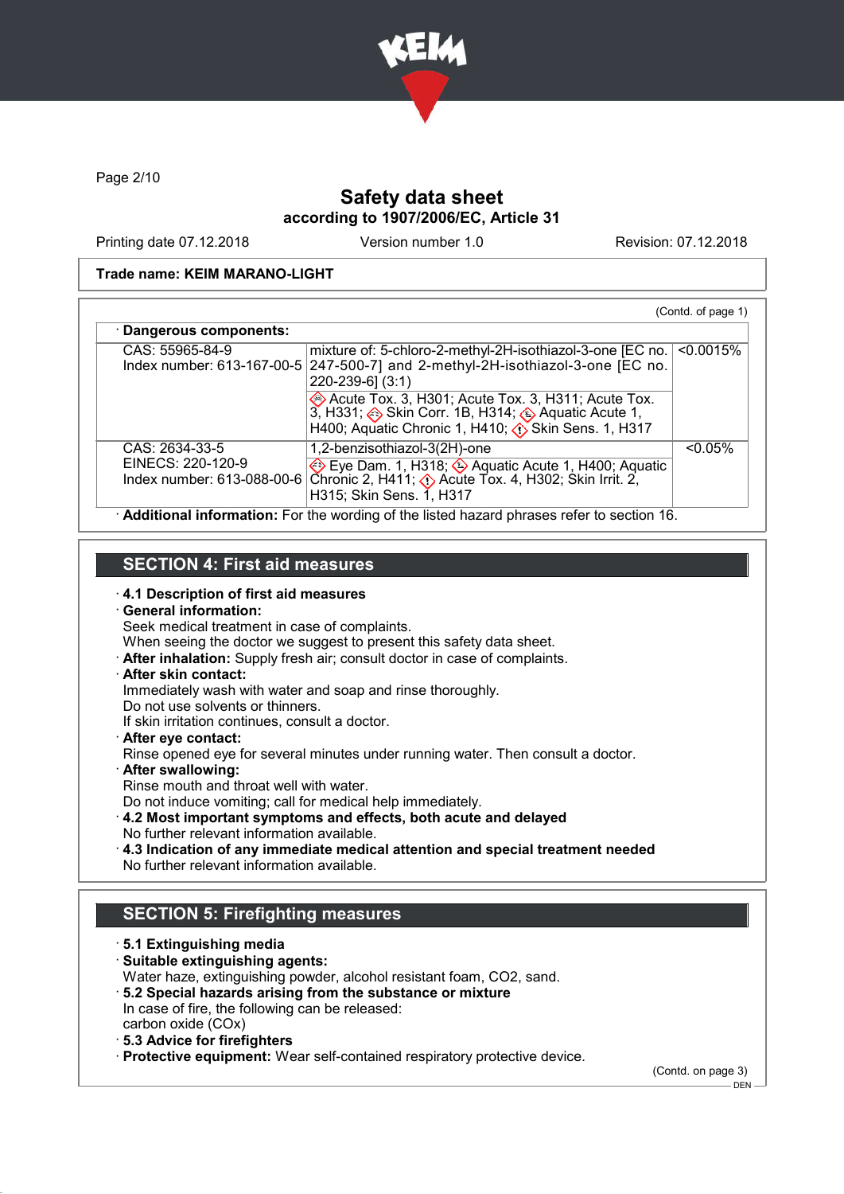Trade name: KEIM MARANO-LIGHT

(Contd. of page 1)

· Dangerous components:

| CAS / Identifiers | Component / Classification | Concentration |
|---|---|---|
| CAS: 55965-84-9<br>Index number: 613-167-00-5 | mixture of: 5-chloro-2-methyl-2H-isothiazol-3-one [EC no. 247-500-7] and 2-methyl-2H-isothiazol-3-one [EC no. 220-239-6] (3:1) | <0.0015% |
| | Acute Tox. 3, H301; Acute Tox. 3, H311; Acute Tox. 3, H331; Skin Corr. 1B, H314; Aquatic Acute 1, H400; Aquatic Chronic 1, H410; Skin Sens. 1, H317 | |
| CAS: 2634-33-5<br>EINECS: 220-120-9<br>Index number: 613-088-00-6 | 1,2-benzisothiazol-3(2H)-one | <0.05% |
| | Eye Dam. 1, H318; Aquatic Acute 1, H400; Aquatic Chronic 2, H411; Acute Tox. 4, H302; Skin Irrit. 2, H315; Skin Sens. 1, H317 | |

· **Additional information:** For the wording of the listed hazard phrases refer to section 16.

## SECTION 4: First aid measures

· **4.1 Description of first aid measures**

· **General information:**
Seek medical treatment in case of complaints.
When seeing the doctor we suggest to present this safety data sheet.

· **After inhalation:** Supply fresh air; consult doctor in case of complaints.

· **After skin contact:**
Immediately wash with water and soap and rinse thoroughly.
Do not use solvents or thinners.
If skin irritation continues, consult a doctor.

· **After eye contact:**
Rinse opened eye for several minutes under running water. Then consult a doctor.

· **After swallowing:**
Rinse mouth and throat well with water.
Do not induce vomiting; call for medical help immediately.

· **4.2 Most important symptoms and effects, both acute and delayed**
No further relevant information available.

· **4.3 Indication of any immediate medical attention and special treatment needed**
No further relevant information available.

## SECTION 5: Firefighting measures

· **5.1 Extinguishing media**

· **Suitable extinguishing agents:**
Water haze, extinguishing powder, alcohol resistant foam, $CO_2$, sand.

· **5.2 Special hazards arising from the substance or mixture**
In case of fire, the following can be released:
carbon oxide (COx)

· **5.3 Advice for firefighters**

· **Protective equipment:** Wear self-contained respiratory protective device.

(Contd. on page 3)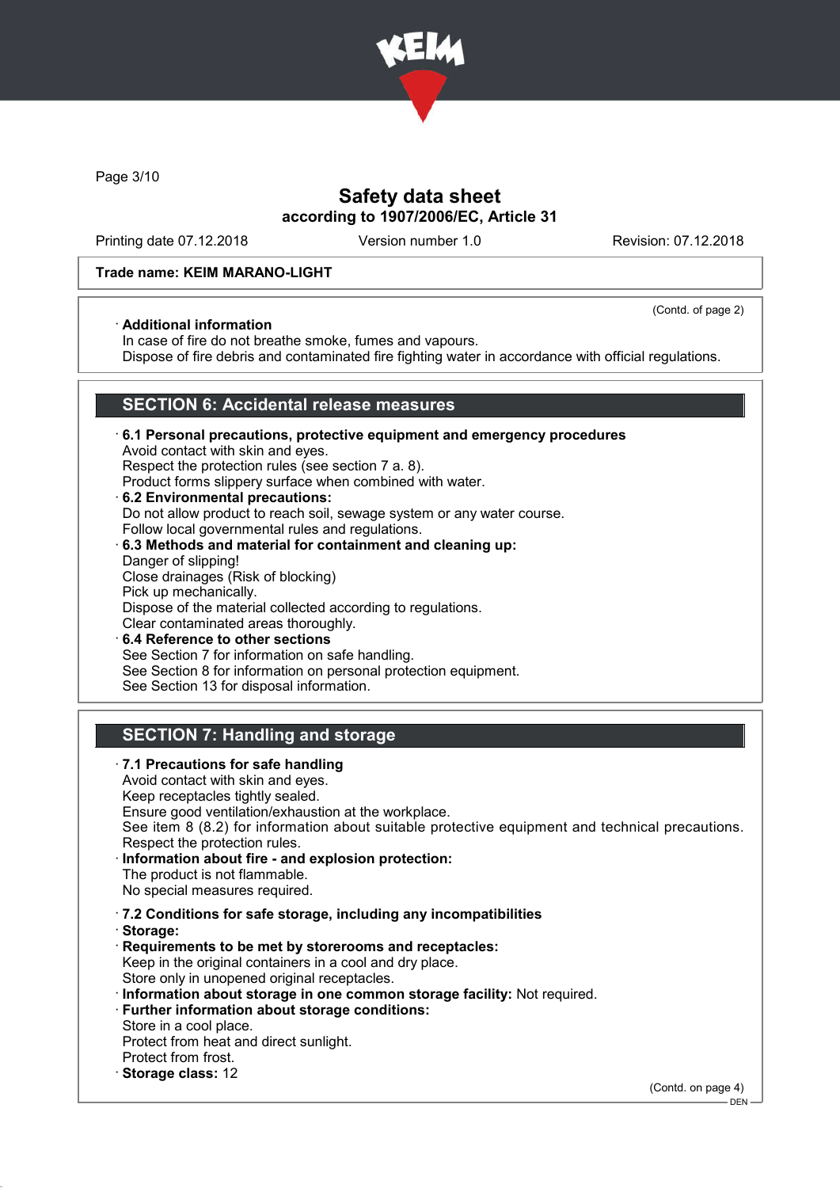Trade name: KEIM MARANO-LIGHT

(Contd. of page 2)

· **Additional information**
In case of fire do not breathe smoke, fumes and vapours.
Dispose of fire debris and contaminated fire fighting water in accordance with official regulations.

## SECTION 6: Accidental release measures

· **6.1 Personal precautions, protective equipment and emergency procedures**
Avoid contact with skin and eyes.
Respect the protection rules (see section 7 a. 8).
Product forms slippery surface when combined with water.

· **6.2 Environmental precautions:**
Do not allow product to reach soil, sewage system or any water course.
Follow local governmental rules and regulations.

· **6.3 Methods and material for containment and cleaning up:**
Danger of slipping!
Close drainages (Risk of blocking)
Pick up mechanically.
Dispose of the material collected according to regulations.
Clear contaminated areas thoroughly.

· **6.4 Reference to other sections**
See Section 7 for information on safe handling.
See Section 8 for information on personal protection equipment.
See Section 13 for disposal information.

## SECTION 7: Handling and storage

· **7.1 Precautions for safe handling**
Avoid contact with skin and eyes.
Keep receptacles tightly sealed.
Ensure good ventilation/exhaustion at the workplace.
See item 8 (8.2) for information about suitable protective equipment and technical precautions.
Respect the protection rules.

· **Information about fire - and explosion protection:**
The product is not flammable.
No special measures required.

· **7.2 Conditions for safe storage, including any incompatibilities**

· **Storage:**

· **Requirements to be met by storerooms and receptacles:**
Keep in the original containers in a cool and dry place.
Store only in unopened original receptacles.

· **Information about storage in one common storage facility:** Not required.

· **Further information about storage conditions:**
Store in a cool place.
Protect from heat and direct sunlight.
Protect from frost.

· **Storage class:** 12

(Contd. on page 4)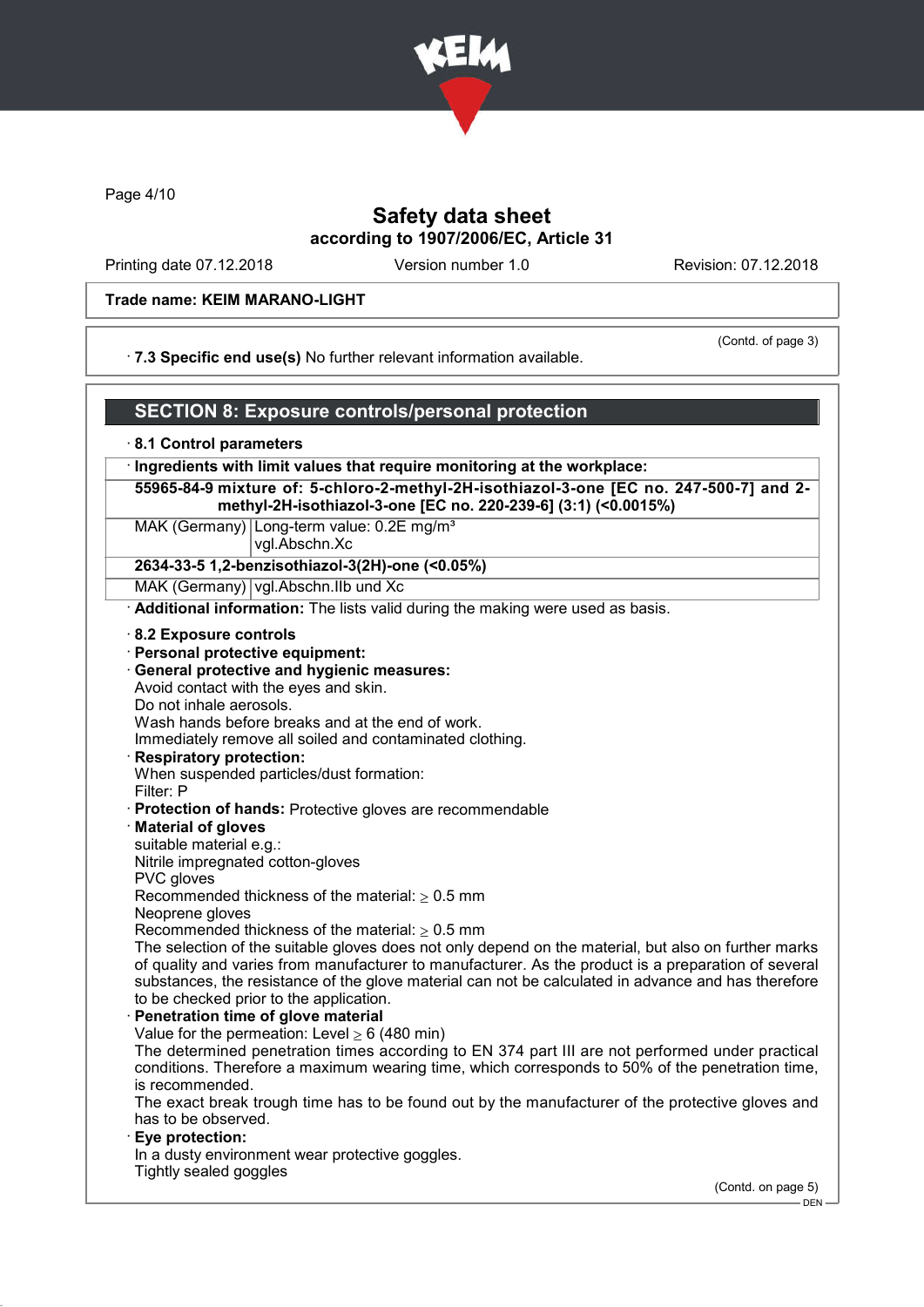# Safety data sheet
## according to 1907/2006/EC, Article 31

Printing date 07.12.2018 Version number 1.0 Revision: 07.12.2018

**Trade name: KEIM MARANO-LIGHT**

(Contd. of page 3)

· **7.3 Specific end use(s)** No further relevant information available.

## SECTION 8: Exposure controls/personal protection

· **8.1 Control parameters**

| · **Ingredients with limit values that require monitoring at the workplace:** | |
|---|---|
| **55965-84-9 mixture of: 5-chloro-2-methyl-2H-isothiazol-3-one [EC no. 247-500-7] and 2-methyl-2H-isothiazol-3-one [EC no. 220-239-6] (3:1) (<0.0015%)** | |
| MAK (Germany) | Long-term value: 0.2E mg/m³<br>vgl.Abschn.Xc |
| **2634-33-5 1,2-benzisothiazol-3(2H)-one (<0.05%)** | |
| MAK (Germany) | vgl.Abschn.IIb und Xc |

· **Additional information:** The lists valid during the making were used as basis.

· **8.2 Exposure controls**
· **Personal protective equipment:**
· **General protective and hygienic measures:**
Avoid contact with the eyes and skin.
Do not inhale aerosols.
Wash hands before breaks and at the end of work.
Immediately remove all soiled and contaminated clothing.
· **Respiratory protection:**
When suspended particles/dust formation:
Filter: P
· **Protection of hands:** Protective gloves are recommendable
· **Material of gloves**
suitable material e.g.:
Nitrile impregnated cotton-gloves
PVC gloves
Recommended thickness of the material: ≥ 0.5 mm
Neoprene gloves
Recommended thickness of the material: ≥ 0.5 mm
The selection of the suitable gloves does not only depend on the material, but also on further marks of quality and varies from manufacturer to manufacturer. As the product is a preparation of several substances, the resistance of the glove material can not be calculated in advance and has therefore to be checked prior to the application.
· **Penetration time of glove material**
Value for the permeation: Level ≥ 6 (480 min)
The determined penetration times according to EN 374 part III are not performed under practical conditions. Therefore a maximum wearing time, which corresponds to 50% of the penetration time, is recommended.
The exact break trough time has to be found out by the manufacturer of the protective gloves and has to be observed.
· **Eye protection:**
In a dusty environment wear protective goggles.
Tightly sealed goggles

(Contd. on page 5)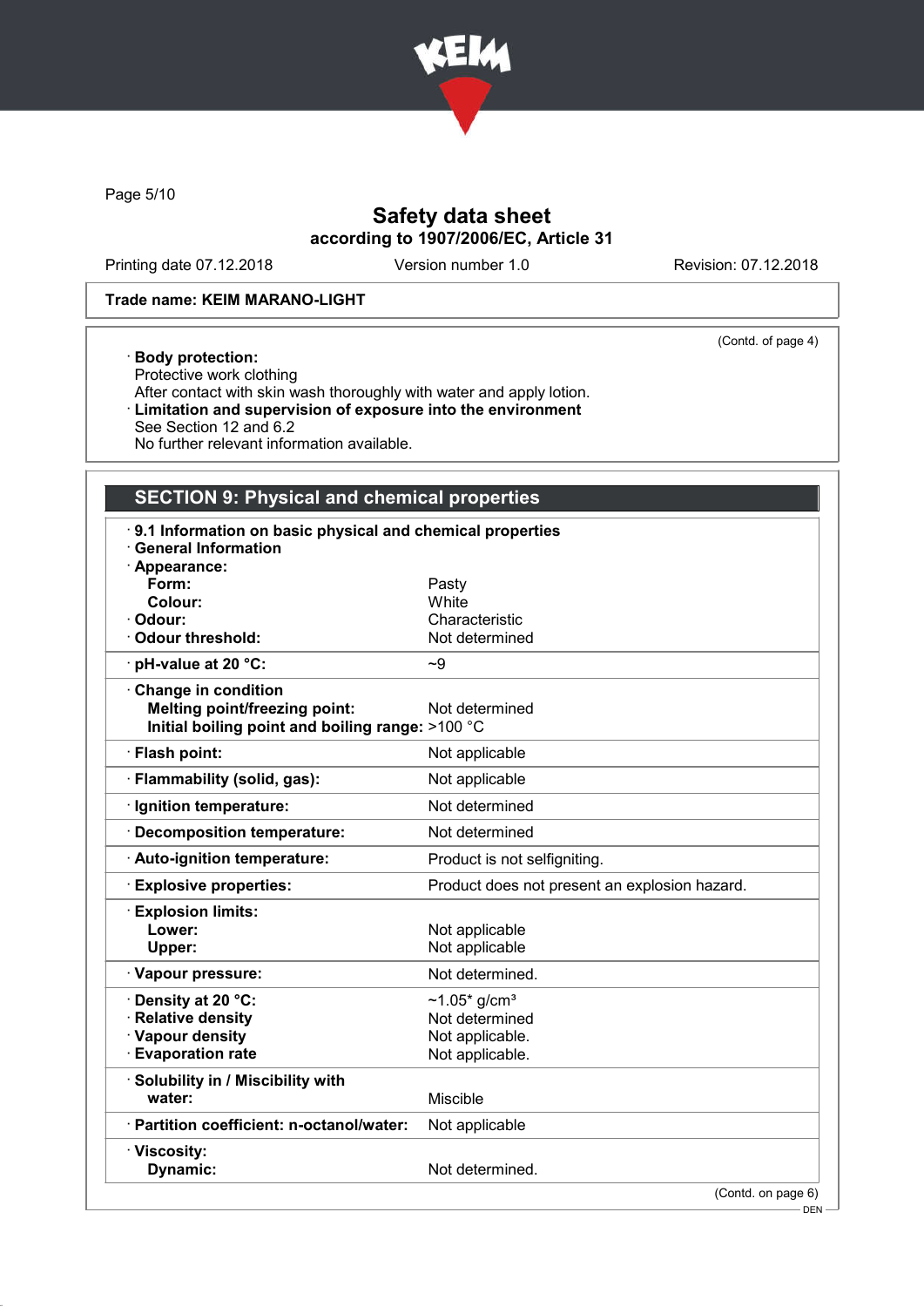Safety data sheet
according to 1907/2006/EC, Article 31

Printing date 07.12.2018 | Version number 1.0 | Revision: 07.12.2018

**Trade name: KEIM MARANO-LIGHT**

(Contd. of page 4)

· **Body protection:**
Protective work clothing
After contact with skin wash thoroughly with water and apply lotion.
· **Limitation and supervision of exposure into the environment**
See Section 12 and 6.2
No further relevant information available.

## SECTION 9: Physical and chemical properties

· **9.1 Information on basic physical and chemical properties**
· **General Information**

| Property | Value |
|---|---|
| · **Appearance:** | |
| **Form:** | Pasty |
| **Colour:** | White |
| · **Odour:** | Characteristic |
| · **Odour threshold:** | Not determined |
| · **pH-value at 20 °C:** | ~9 |
| · **Change in condition** | |
| **Melting point/freezing point:** | Not determined |
| **Initial boiling point and boiling range:** | >100 °C |
| · **Flash point:** | Not applicable |
| · **Flammability (solid, gas):** | Not applicable |
| · **Ignition temperature:** | Not determined |
| · **Decomposition temperature:** | Not determined |
| · **Auto-ignition temperature:** | Product is not selfigniting. |
| · **Explosive properties:** | Product does not present an explosion hazard. |
| · **Explosion limits:** | |
| **Lower:** | Not applicable |
| **Upper:** | Not applicable |
| · **Vapour pressure:** | Not determined. |
| · **Density at 20 °C:** | ~1.05* g/cm³ |
| · **Relative density** | Not determined |
| · **Vapour density** | Not applicable. |
| · **Evaporation rate** | Not applicable. |
| · **Solubility in / Miscibility with** | |
| **water:** | Miscible |
| · **Partition coefficient: n-octanol/water:** | Not applicable |
| · **Viscosity:** | |
| **Dynamic:** | Not determined. |

(Contd. on page 6)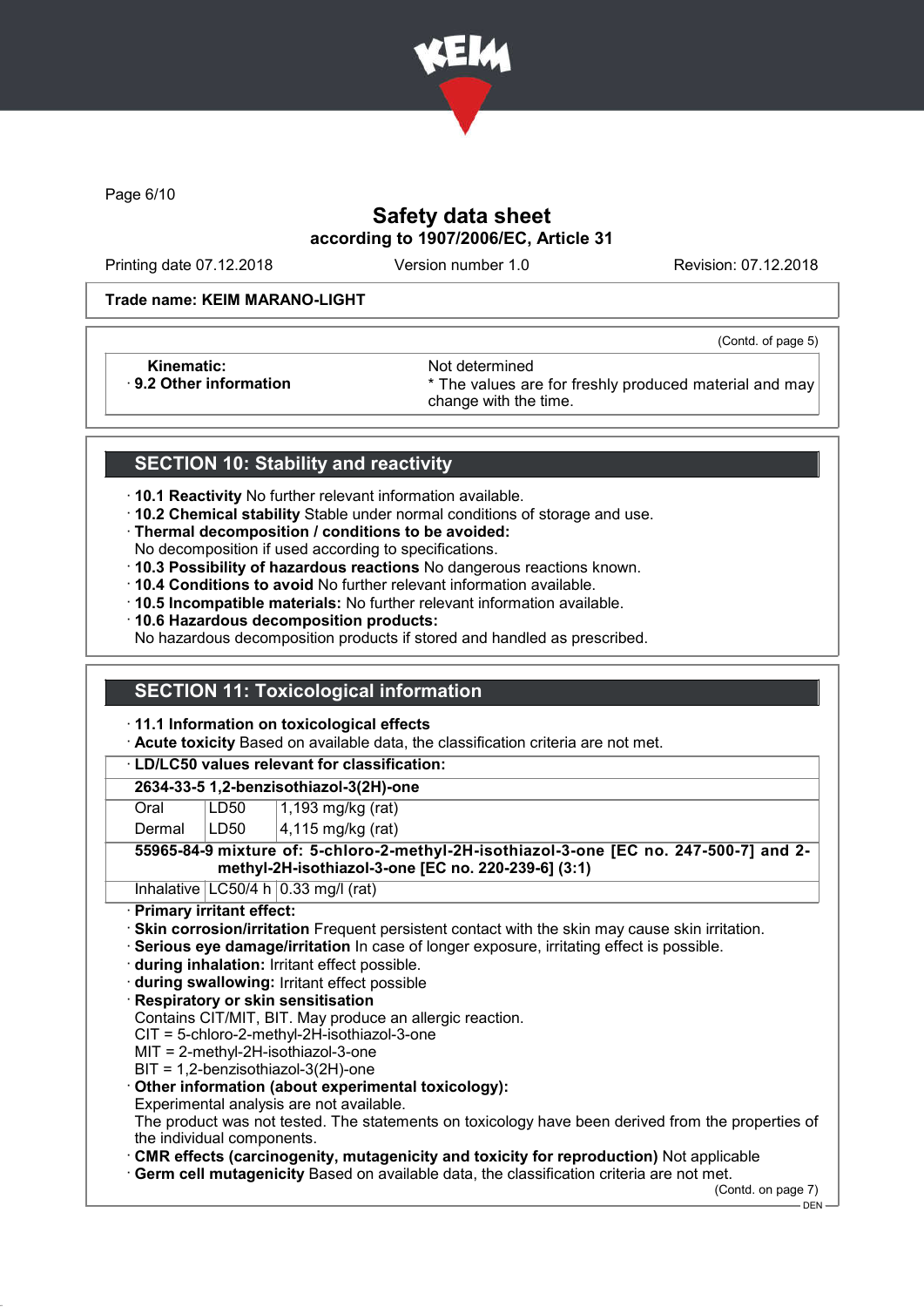Safety data sheet
according to 1907/2006/EC, Article 31

Printing date 07.12.2018 | Version number 1.0 | Revision: 07.12.2018

Trade name: KEIM MARANO-LIGHT

(Contd. of page 5)

| | |
|---|---|
| Kinematic: | Not determined |
| · 9.2 Other information | * The values are for freshly produced material and may change with the time. |

## SECTION 10: Stability and reactivity

· **10.1 Reactivity** No further relevant information available.
· **10.2 Chemical stability** Stable under normal conditions of storage and use.
· **Thermal decomposition / conditions to be avoided:**
No decomposition if used according to specifications.
· **10.3 Possibility of hazardous reactions** No dangerous reactions known.
· **10.4 Conditions to avoid** No further relevant information available.
· **10.5 Incompatible materials:** No further relevant information available.
· **10.6 Hazardous decomposition products:**
No hazardous decomposition products if stored and handled as prescribed.

## SECTION 11: Toxicological information

· **11.1 Information on toxicological effects**
· **Acute toxicity** Based on available data, the classification criteria are not met.

| · LD/LC50 values relevant for classification: | | |
|---|---|---|
| **2634-33-5 1,2-benzisothiazol-3(2H)-one** | | |
| Oral | LD50 | 1,193 mg/kg (rat) |
| Dermal | LD50 | 4,115 mg/kg (rat) |
| **55965-84-9 mixture of: 5-chloro-2-methyl-2H-isothiazol-3-one [EC no. 247-500-7] and 2-methyl-2H-isothiazol-3-one [EC no. 220-239-6] (3:1)** | | |
| Inhalative | LC50/4 h | 0.33 mg/l (rat) |

· **Primary irritant effect:**
· **Skin corrosion/irritation** Frequent persistent contact with the skin may cause skin irritation.
· **Serious eye damage/irritation** In case of longer exposure, irritating effect is possible.
· **during inhalation:** Irritant effect possible.
· **during swallowing:** Irritant effect possible
· **Respiratory or skin sensitisation**
Contains CIT/MIT, BIT. May produce an allergic reaction.
CIT = 5-chloro-2-methyl-2H-isothiazol-3-one
MIT = 2-methyl-2H-isothiazol-3-one
BIT = 1,2-benzisothiazol-3(2H)-one
· **Other information (about experimental toxicology):**
Experimental analysis are not available.
The product was not tested. The statements on toxicology have been derived from the properties of the individual components.
· **CMR effects (carcinogenity, mutagenicity and toxicity for reproduction)** Not applicable
· **Germ cell mutagenicity** Based on available data, the classification criteria are not met.

(Contd. on page 7)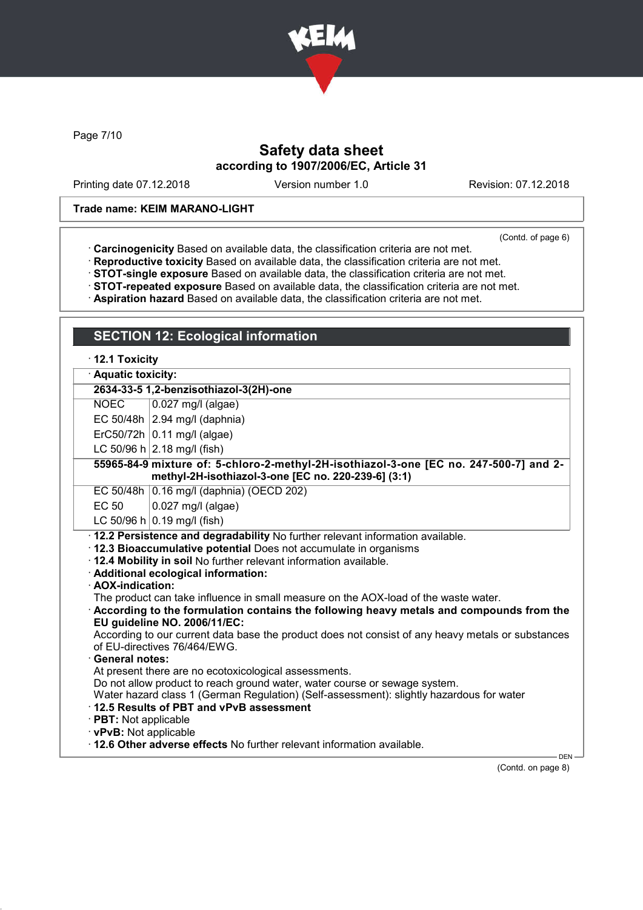**Trade name: KEIM MARANO-LIGHT**

(Contd. of page 6)

- **Carcinogenicity** Based on available data, the classification criteria are not met.
- **Reproductive toxicity** Based on available data, the classification criteria are not met.
- **STOT-single exposure** Based on available data, the classification criteria are not met.
- **STOT-repeated exposure** Based on available data, the classification criteria are not met.
- **Aspiration hazard** Based on available data, the classification criteria are not met.

## SECTION 12: Ecological information

- **12.1 Toxicity**

| **Aquatic toxicity:** | |
|---|---|
| **2634-33-5 1,2-benzisothiazol-3(2H)-one** | |
| NOEC | 0.027 mg/l (algae) |
| EC 50/48h | 2.94 mg/l (daphnia) |
| ErC50/72h | 0.11 mg/l (algae) |
| LC 50/96 h | 2.18 mg/l (fish) |
| **55965-84-9 mixture of: 5-chloro-2-methyl-2H-isothiazol-3-one [EC no. 247-500-7] and 2-methyl-2H-isothiazol-3-one [EC no. 220-239-6] (3:1)** | |
| EC 50/48h | 0.16 mg/l (daphnia) (OECD 202) |
| EC 50 | 0.027 mg/l (algae) |
| LC 50/96 h | 0.19 mg/l (fish) |

- **12.2 Persistence and degradability** No further relevant information available.
- **12.3 Bioaccumulative potential** Does not accumulate in organisms
- **12.4 Mobility in soil** No further relevant information available.
- **Additional ecological information:**
- **AOX-indication:**
  The product can take influence in small measure on the AOX-load of the waste water.
- **According to the formulation contains the following heavy metals and compounds from the EU guideline NO. 2006/11/EC:**
  According to our current data base the product does not consist of any heavy metals or substances of EU-directives 76/464/EWG.
- **General notes:**
  At present there are no ecotoxicological assessments.
  Do not allow product to reach ground water, water course or sewage system.
  Water hazard class 1 (German Regulation) (Self-assessment): slightly hazardous for water
- **12.5 Results of PBT and vPvB assessment**
- **PBT:** Not applicable
- **vPvB:** Not applicable
- **12.6 Other adverse effects** No further relevant information available.

(Contd. on page 8)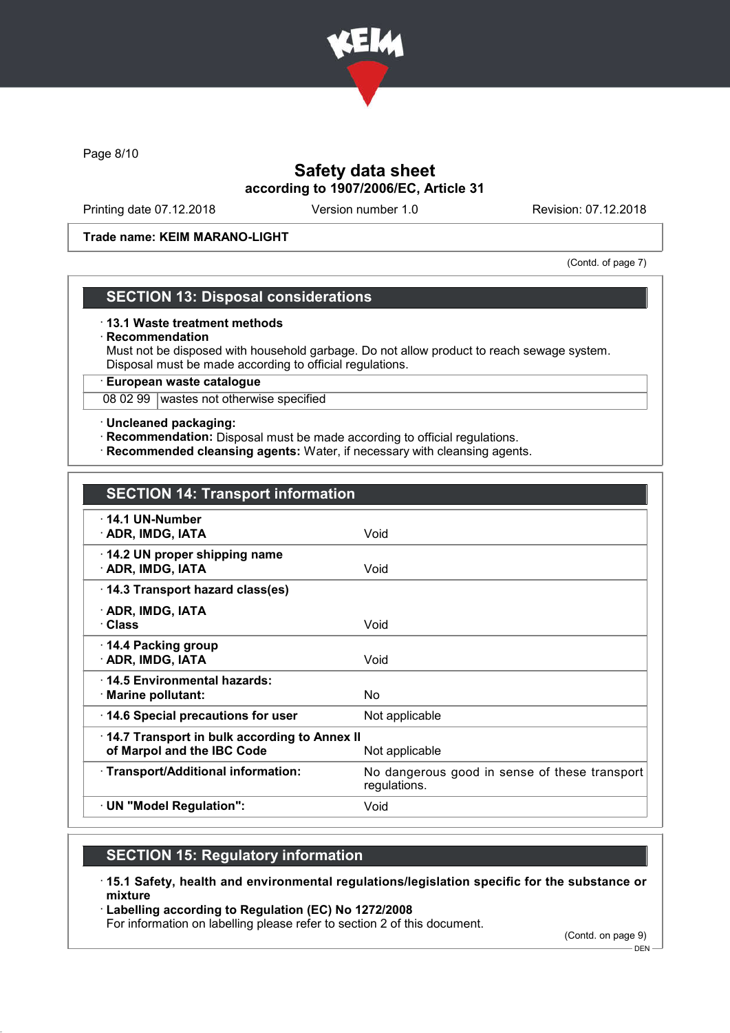Trade name: KEIM MARANO-LIGHT

(Contd. of page 7)

## SECTION 13: Disposal considerations

· **13.1 Waste treatment methods**
· **Recommendation**
Must not be disposed with household garbage. Do not allow product to reach sewage system.
Disposal must be made according to official regulations.

| · European waste catalogue | |
|---|---|
| 08 02 99 | wastes not otherwise specified |

· **Uncleaned packaging:**
· **Recommendation:** Disposal must be made according to official regulations.
· **Recommended cleansing agents:** Water, if necessary with cleansing agents.

## SECTION 14: Transport information

| | |
|---|---|
| · **14.1 UN-Number**<br>· **ADR, IMDG, IATA** | Void |
| · **14.2 UN proper shipping name**<br>· **ADR, IMDG, IATA** | Void |
| · **14.3 Transport hazard class(es)**<br>· **ADR, IMDG, IATA**<br>· **Class** | Void |
| · **14.4 Packing group**<br>· **ADR, IMDG, IATA** | Void |
| · **14.5 Environmental hazards:**<br>· **Marine pollutant:** | No |
| · **14.6 Special precautions for user** | Not applicable |
| · **14.7 Transport in bulk according to Annex II of Marpol and the IBC Code** | Not applicable |
| · **Transport/Additional information:** | No dangerous good in sense of these transport regulations. |
| · **UN "Model Regulation":** | Void |

## SECTION 15: Regulatory information

· **15.1 Safety, health and environmental regulations/legislation specific for the substance or mixture**
· **Labelling according to Regulation (EC) No 1272/2008**
For information on labelling please refer to section 2 of this document.

(Contd. on page 9)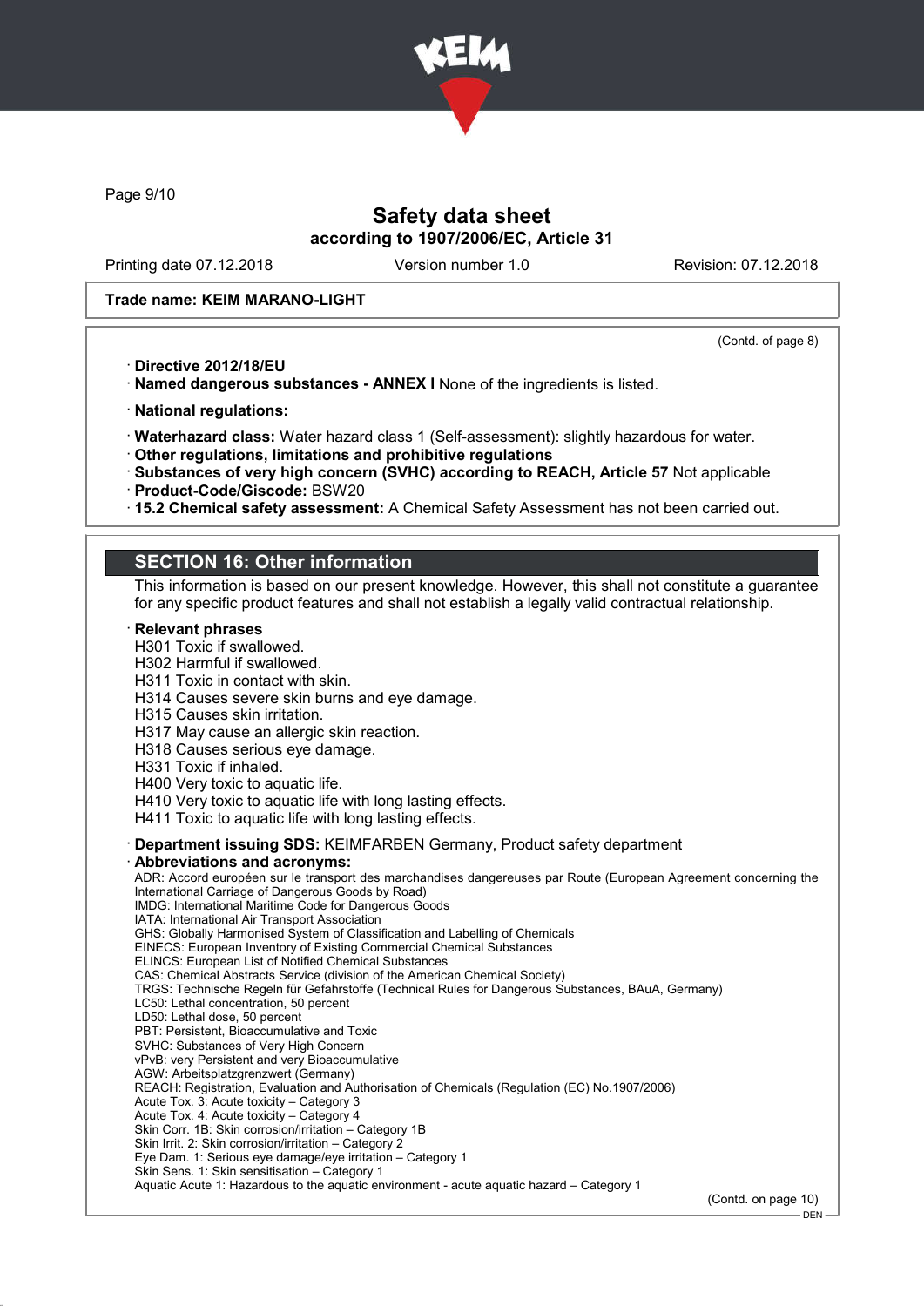**Trade name: KEIM MARANO-LIGHT**

(Contd. of page 8)

· **Directive 2012/18/EU**
· **Named dangerous substances - ANNEX I** None of the ingredients is listed.

· **National regulations:**

· **Waterhazard class:** Water hazard class 1 (Self-assessment): slightly hazardous for water.
· **Other regulations, limitations and prohibitive regulations**
· **Substances of very high concern (SVHC) according to REACH, Article 57** Not applicable
· **Product-Code/Giscode:** BSW20
· **15.2 Chemical safety assessment:** A Chemical Safety Assessment has not been carried out.

## SECTION 16: Other information

This information is based on our present knowledge. However, this shall not constitute a guarantee for any specific product features and shall not establish a legally valid contractual relationship.

· **Relevant phrases**
H301 Toxic if swallowed.
H302 Harmful if swallowed.
H311 Toxic in contact with skin.
H314 Causes severe skin burns and eye damage.
H315 Causes skin irritation.
H317 May cause an allergic skin reaction.
H318 Causes serious eye damage.
H331 Toxic if inhaled.
H400 Very toxic to aquatic life.
H410 Very toxic to aquatic life with long lasting effects.
H411 Toxic to aquatic life with long lasting effects.

· **Department issuing SDS:** KEIMFARBEN Germany, Product safety department
· **Abbreviations and acronyms:**
ADR: Accord européen sur le transport des marchandises dangereuses par Route (European Agreement concerning the International Carriage of Dangerous Goods by Road)
IMDG: International Maritime Code for Dangerous Goods
IATA: International Air Transport Association
GHS: Globally Harmonised System of Classification and Labelling of Chemicals
EINECS: European Inventory of Existing Commercial Chemical Substances
ELINCS: European List of Notified Chemical Substances
CAS: Chemical Abstracts Service (division of the American Chemical Society)
TRGS: Technische Regeln für Gefahrstoffe (Technical Rules for Dangerous Substances, BAuA, Germany)
LC50: Lethal concentration, 50 percent
LD50: Lethal dose, 50 percent
PBT: Persistent, Bioaccumulative and Toxic
SVHC: Substances of Very High Concern
vPvB: very Persistent and very Bioaccumulative
AGW: Arbeitsplatzgrenzwert (Germany)
REACH: Registration, Evaluation and Authorisation of Chemicals (Regulation (EC) No.1907/2006)
Acute Tox. 3: Acute toxicity – Category 3
Acute Tox. 4: Acute toxicity – Category 4
Skin Corr. 1B: Skin corrosion/irritation – Category 1B
Skin Irrit. 2: Skin corrosion/irritation – Category 2
Eye Dam. 1: Serious eye damage/eye irritation – Category 1
Skin Sens. 1: Skin sensitisation – Category 1
Aquatic Acute 1: Hazardous to the aquatic environment - acute aquatic hazard – Category 1

(Contd. on page 10)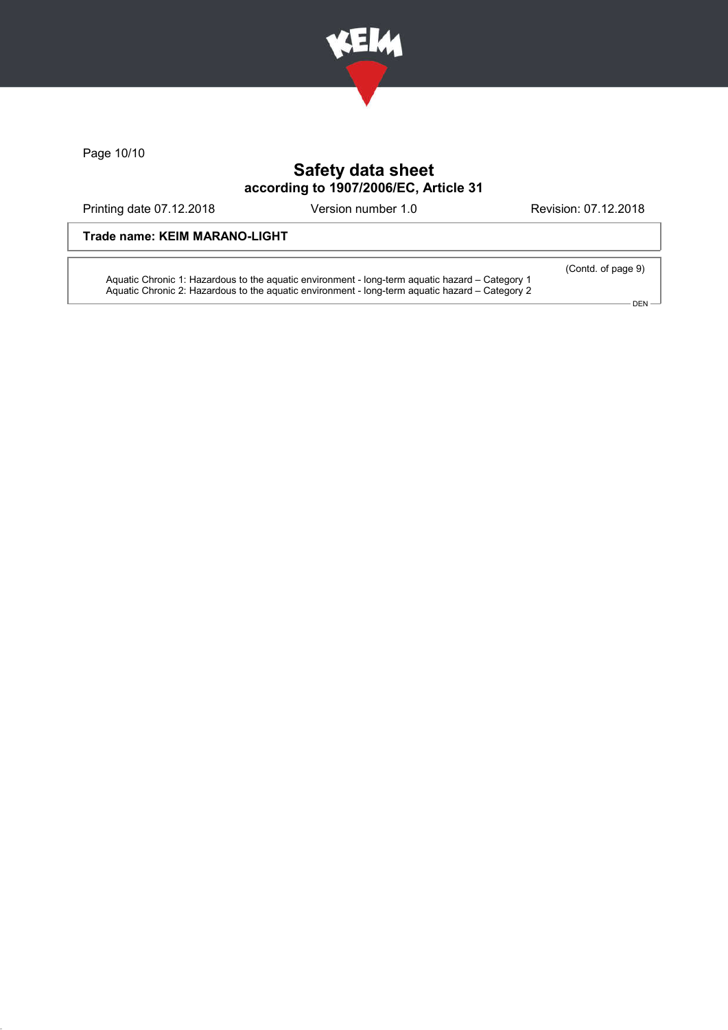Aquatic Chronic 1: Hazardous to the aquatic environment - long-term aquatic hazard – Category 1
Aquatic Chronic 2: Hazardous to the aquatic environment - long-term aquatic hazard – Category 2